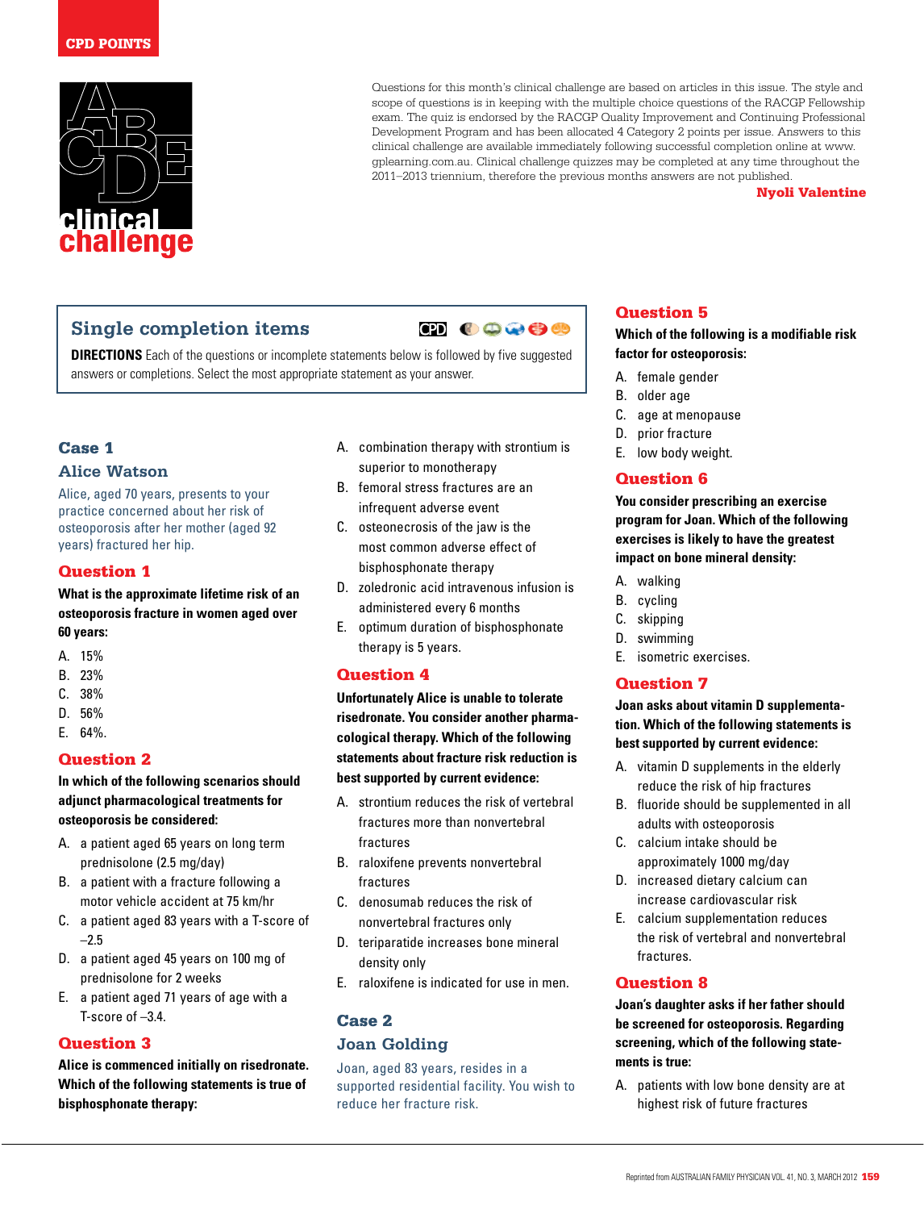CPD POINTS

# clinical challenge

Questions for this month's clinical challenge are based on articles in this issue. The style and scope of questions is in keeping with the multiple choice questions of the RACGP Fellowship exam. The quiz is endorsed by the RACGP Quality Improvement and Continuing Professional Development Program and has been allocated 4 Category 2 points per issue. Answers to this clinical challenge are available immediately following successful completion online at www.gplearning.com.au. Clinical challenge quizzes may be completed at any time throughout the 2011–2013 triennium, therefore the previous months answers are not published.

**Nyoli Valentine**

## Single completion items

**DIRECTIONS** Each of the questions or incomplete statements below is followed by five suggested answers or completions. Select the most appropriate statement as your answer.

## Case 1

### Alice Watson

Alice, aged 70 years, presents to your practice concerned about her risk of osteoporosis after her mother (aged 92 years) fractured her hip.

### Question 1

**What is the approximate lifetime risk of an osteoporosis fracture in women aged over 60 years:**

A. 15%
B. 23%
C. 38%
D. 56%
E. 64%.

### Question 2

**In which of the following scenarios should adjunct pharmacological treatments for osteoporosis be considered:**

A. a patient aged 65 years on long term prednisolone (2.5 mg/day)
B. a patient with a fracture following a motor vehicle accident at 75 km/hr
C. a patient aged 83 years with a T-score of –2.5
D. a patient aged 45 years on 100 mg of prednisolone for 2 weeks
E. a patient aged 71 years of age with a T-score of –3.4.

### Question 3

**Alice is commenced initially on risedronate. Which of the following statements is true of bisphosphonate therapy:**

A. combination therapy with strontium is superior to monotherapy
B. femoral stress fractures are an infrequent adverse event
C. osteonecrosis of the jaw is the most common adverse effect of bisphosphonate therapy
D. zoledronic acid intravenous infusion is administered every 6 months
E. optimum duration of bisphosphonate therapy is 5 years.

### Question 4

**Unfortunately Alice is unable to tolerate risedronate. You consider another pharmacological therapy. Which of the following statements about fracture risk reduction is best supported by current evidence:**

A. strontium reduces the risk of vertebral fractures more than nonvertebral fractures
B. raloxifene prevents nonvertebral fractures
C. denosumab reduces the risk of nonvertebral fractures only
D. teriparatide increases bone mineral density only
E. raloxifene is indicated for use in men.

## Case 2

### Joan Golding

Joan, aged 83 years, resides in a supported residential facility. You wish to reduce her fracture risk.

### Question 5

**Which of the following is a modifiable risk factor for osteoporosis:**

A. female gender
B. older age
C. age at menopause
D. prior fracture
E. low body weight.

### Question 6

**You consider prescribing an exercise program for Joan. Which of the following exercises is likely to have the greatest impact on bone mineral density:**

A. walking
B. cycling
C. skipping
D. swimming
E. isometric exercises.

### Question 7

**Joan asks about vitamin D supplementation. Which of the following statements is best supported by current evidence:**

A. vitamin D supplements in the elderly reduce the risk of hip fractures
B. fluoride should be supplemented in all adults with osteoporosis
C. calcium intake should be approximately 1000 mg/day
D. increased dietary calcium can increase cardiovascular risk
E. calcium supplementation reduces the risk of vertebral and nonvertebral fractures.

### Question 8

**Joan's daughter asks if her father should be screened for osteoporosis. Regarding screening, which of the following statements is true:**

A. patients with low bone density are at highest risk of future fractures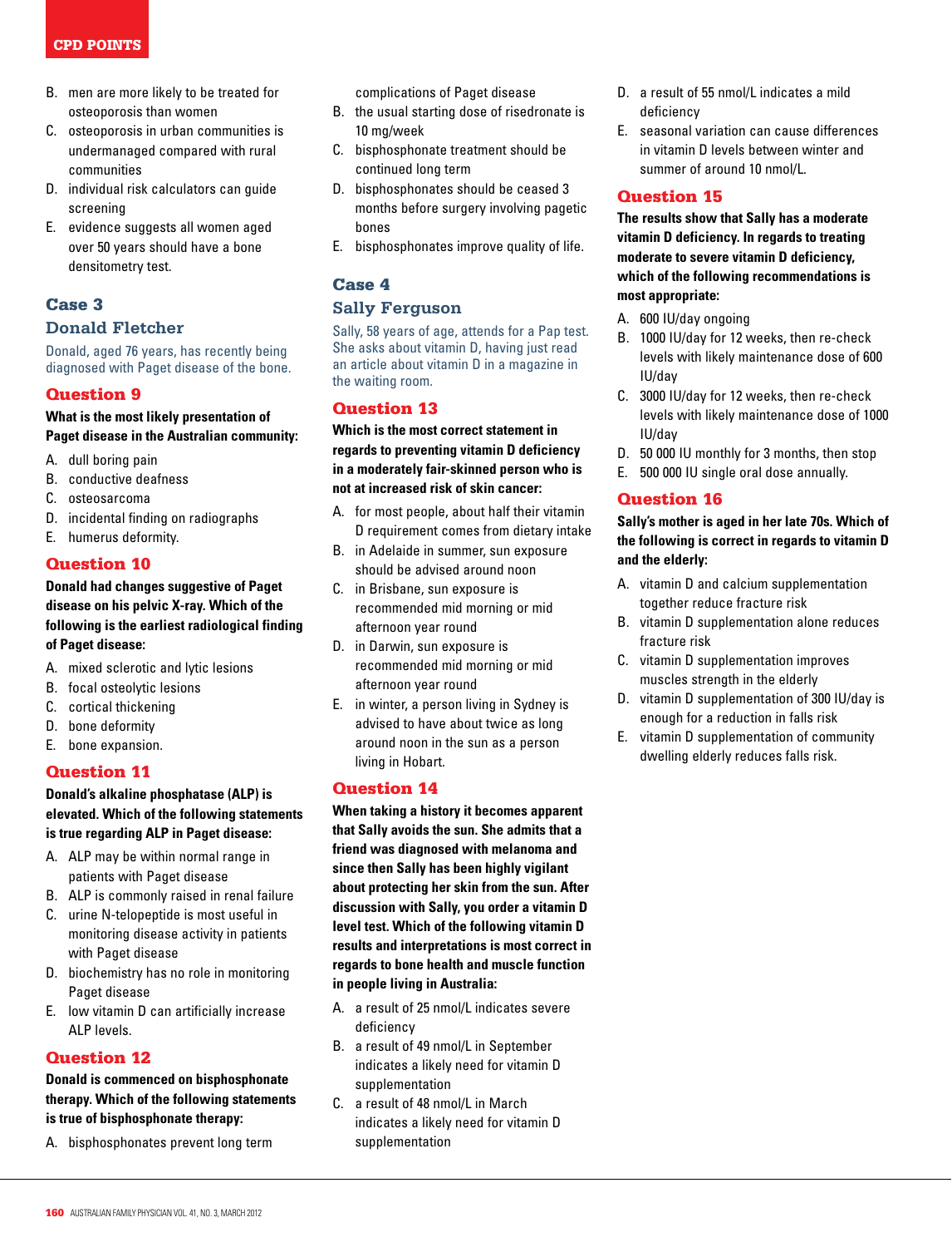CPD POINTS

B. men are more likely to be treated for osteoporosis than women
C. osteoporosis in urban communities is undermanaged compared with rural communities
D. individual risk calculators can guide screening
E. evidence suggests all women aged over 50 years should have a bone densitometry test.

## Case 3

### Donald Fletcher

Donald, aged 76 years, has recently being diagnosed with Paget disease of the bone.

### Question 9

**What is the most likely presentation of Paget disease in the Australian community:**

A. dull boring pain
B. conductive deafness
C. osteosarcoma
D. incidental finding on radiographs
E. humerus deformity.

### Question 10

**Donald had changes suggestive of Paget disease on his pelvic X-ray. Which of the following is the earliest radiological finding of Paget disease:**

A. mixed sclerotic and lytic lesions
B. focal osteolytic lesions
C. cortical thickening
D. bone deformity
E. bone expansion.

### Question 11

**Donald's alkaline phosphatase (ALP) is elevated. Which of the following statements is true regarding ALP in Paget disease:**

A. ALP may be within normal range in patients with Paget disease
B. ALP is commonly raised in renal failure
C. urine N-telopeptide is most useful in monitoring disease activity in patients with Paget disease
D. biochemistry has no role in monitoring Paget disease
E. low vitamin D can artificially increase ALP levels.

### Question 12

**Donald is commenced on bisphosphonate therapy. Which of the following statements is true of bisphosphonate therapy:**

A. bisphosphonates prevent long term complications of Paget disease
B. the usual starting dose of risedronate is 10 mg/week
C. bisphosphonate treatment should be continued long term
D. bisphosphonates should be ceased 3 months before surgery involving pagetic bones
E. bisphosphonates improve quality of life.

## Case 4

### Sally Ferguson

Sally, 58 years of age, attends for a Pap test. She asks about vitamin D, having just read an article about vitamin D in a magazine in the waiting room.

### Question 13

**Which is the most correct statement in regards to preventing vitamin D deficiency in a moderately fair-skinned person who is not at increased risk of skin cancer:**

A. for most people, about half their vitamin D requirement comes from dietary intake
B. in Adelaide in summer, sun exposure should be advised around noon
C. in Brisbane, sun exposure is recommended mid morning or mid afternoon year round
D. in Darwin, sun exposure is recommended mid morning or mid afternoon year round
E. in winter, a person living in Sydney is advised to have about twice as long around noon in the sun as a person living in Hobart.

### Question 14

**When taking a history it becomes apparent that Sally avoids the sun. She admits that a friend was diagnosed with melanoma and since then Sally has been highly vigilant about protecting her skin from the sun. After discussion with Sally, you order a vitamin D level test. Which of the following vitamin D results and interpretations is most correct in regards to bone health and muscle function in people living in Australia:**

A. a result of 25 nmol/L indicates severe deficiency
B. a result of 49 nmol/L in September indicates a likely need for vitamin D supplementation
C. a result of 48 nmol/L in March indicates a likely need for vitamin D supplementation
D. a result of 55 nmol/L indicates a mild deficiency
E. seasonal variation can cause differences in vitamin D levels between winter and summer of around 10 nmol/L.

### Question 15

**The results show that Sally has a moderate vitamin D deficiency. In regards to treating moderate to severe vitamin D deficiency, which of the following recommendations is most appropriate:**

A. 600 IU/day ongoing
B. 1000 IU/day for 12 weeks, then re-check levels with likely maintenance dose of 600 IU/day
C. 3000 IU/day for 12 weeks, then re-check levels with likely maintenance dose of 1000 IU/day
D. 50 000 IU monthly for 3 months, then stop
E. 500 000 IU single oral dose annually.

### Question 16

**Sally's mother is aged in her late 70s. Which of the following is correct in regards to vitamin D and the elderly:**

A. vitamin D and calcium supplementation together reduce fracture risk
B. vitamin D supplementation alone reduces fracture risk
C. vitamin D supplementation improves muscles strength in the elderly
D. vitamin D supplementation of 300 IU/day is enough for a reduction in falls risk
E. vitamin D supplementation of community dwelling elderly reduces falls risk.